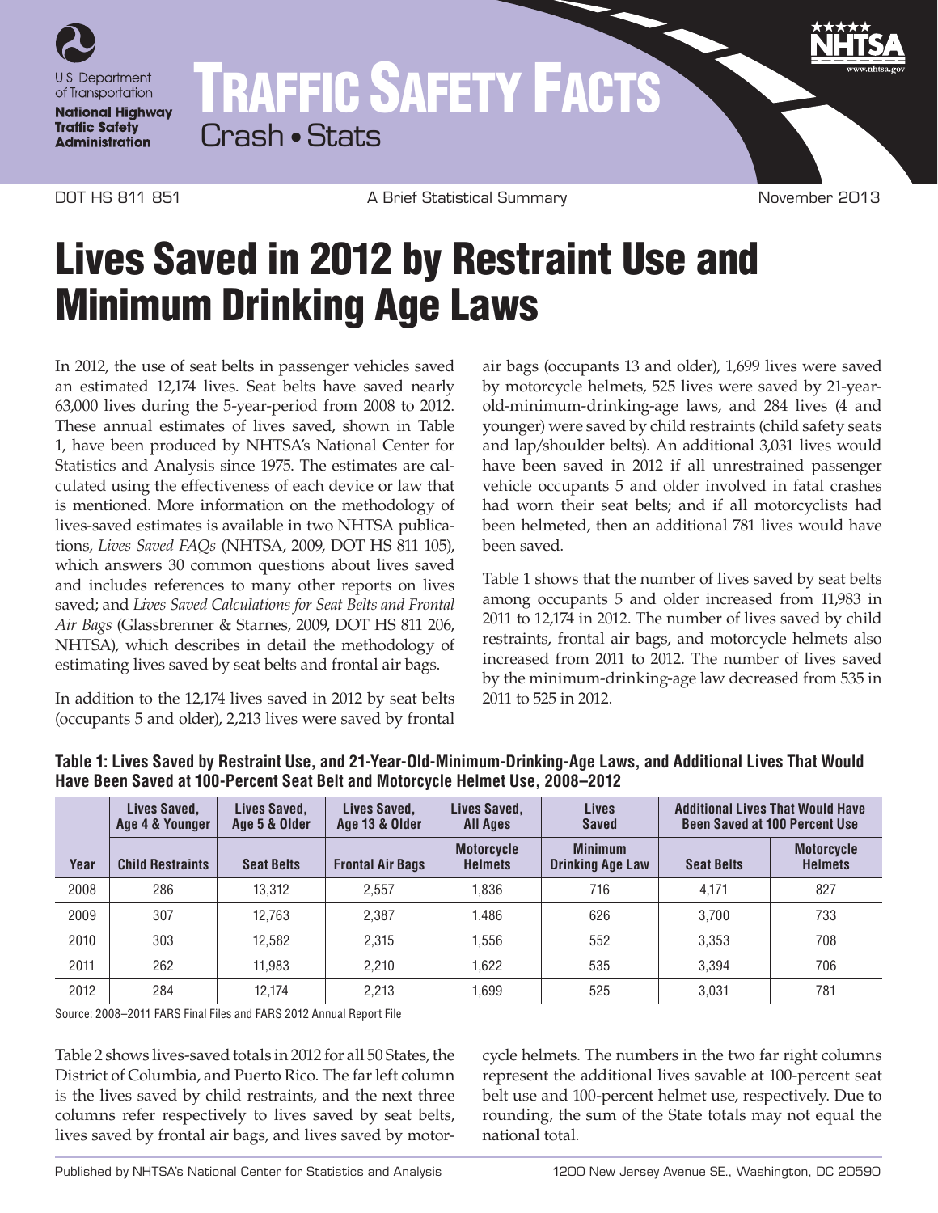U.S. Department of Transportation
**National Highway Traffic Safety Administration**

# TRAFFIC SAFETY FACTS

Crash • Stats

DOT HS 811 851 | A Brief Statistical Summary | November 2013

# Lives Saved in 2012 by Restraint Use and Minimum Drinking Age Laws

In 2012, the use of seat belts in passenger vehicles saved an estimated 12,174 lives. Seat belts have saved nearly 63,000 lives during the 5-year-period from 2008 to 2012. These annual estimates of lives saved, shown in Table 1, have been produced by NHTSA's National Center for Statistics and Analysis since 1975. The estimates are calculated using the effectiveness of each device or law that is mentioned. More information on the methodology of lives-saved estimates is available in two NHTSA publications, *Lives Saved FAQs* (NHTSA, 2009, DOT HS 811 105), which answers 30 common questions about lives saved and includes references to many other reports on lives saved; and *Lives Saved Calculations for Seat Belts and Frontal Air Bags* (Glassbrenner & Starnes, 2009, DOT HS 811 206, NHTSA), which describes in detail the methodology of estimating lives saved by seat belts and frontal air bags.

In addition to the 12,174 lives saved in 2012 by seat belts (occupants 5 and older), 2,213 lives were saved by frontal air bags (occupants 13 and older), 1,699 lives were saved by motorcycle helmets, 525 lives were saved by 21-year-old-minimum-drinking-age laws, and 284 lives (4 and younger) were saved by child restraints (child safety seats and lap/shoulder belts). An additional 3,031 lives would have been saved in 2012 if all unrestrained passenger vehicle occupants 5 and older involved in fatal crashes had worn their seat belts; and if all motorcyclists had been helmeted, then an additional 781 lives would have been saved.

Table 1 shows that the number of lives saved by seat belts among occupants 5 and older increased from 11,983 in 2011 to 12,174 in 2012. The number of lives saved by child restraints, frontal air bags, and motorcycle helmets also increased from 2011 to 2012. The number of lives saved by the minimum-drinking-age law decreased from 535 in 2011 to 525 in 2012.

**Table 1: Lives Saved by Restraint Use, and 21-Year-Old-Minimum-Drinking-Age Laws, and Additional Lives That Would Have Been Saved at 100-Percent Seat Belt and Motorcycle Helmet Use, 2008–2012**

| | Lives Saved, Age 4 & Younger | Lives Saved, Age 5 & Older | Lives Saved, Age 13 & Older | Lives Saved, All Ages | Lives Saved | Additional Lives That Would Have Been Saved at 100 Percent Use | |
|---|---|---|---|---|---|---|---|
| **Year** | **Child Restraints** | **Seat Belts** | **Frontal Air Bags** | **Motorcycle Helmets** | **Minimum Drinking Age Law** | **Seat Belts** | **Motorcycle Helmets** |
| 2008 | 286 | 13,312 | 2,557 | 1,836 | 716 | 4,171 | 827 |
| 2009 | 307 | 12,763 | 2,387 | 1.486 | 626 | 3,700 | 733 |
| 2010 | 303 | 12,582 | 2,315 | 1,556 | 552 | 3,353 | 708 |
| 2011 | 262 | 11,983 | 2,210 | 1,622 | 535 | 3,394 | 706 |
| 2012 | 284 | 12,174 | 2,213 | 1,699 | 525 | 3,031 | 781 |

Source: 2008–2011 FARS Final Files and FARS 2012 Annual Report File

Table 2 shows lives-saved totals in 2012 for all 50 States, the District of Columbia, and Puerto Rico. The far left column is the lives saved by child restraints, and the next three columns refer respectively to lives saved by seat belts, lives saved by frontal air bags, and lives saved by motorcycle helmets. The numbers in the two far right columns represent the additional lives savable at 100-percent seat belt use and 100-percent helmet use, respectively. Due to rounding, the sum of the State totals may not equal the national total.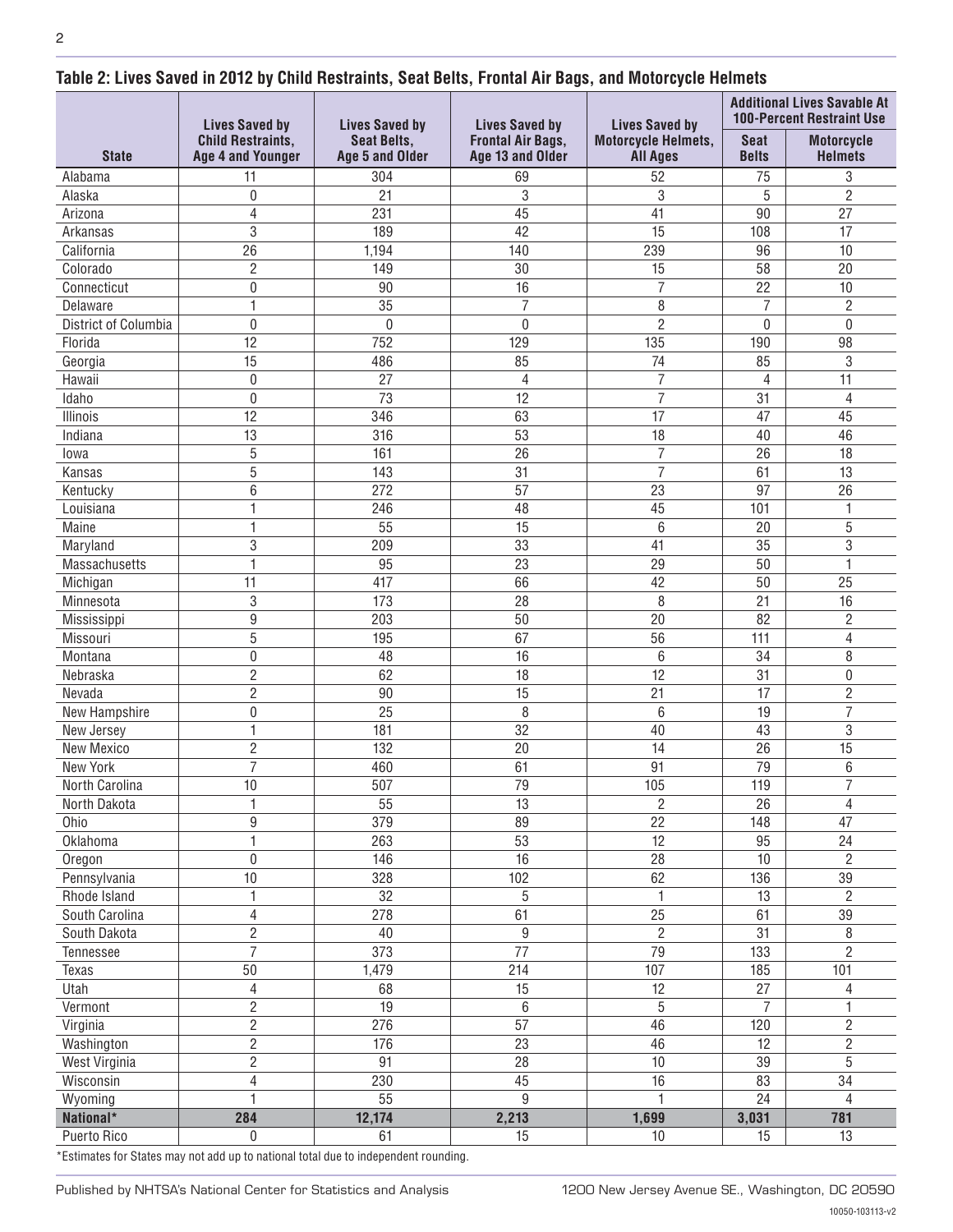## Table 2: Lives Saved in 2012 by Child Restraints, Seat Belts, Frontal Air Bags, and Motorcycle Helmets

| State | Lives Saved by Child Restraints, Age 4 and Younger | Lives Saved by Seat Belts, Age 5 and Older | Lives Saved by Frontal Air Bags, Age 13 and Older | Lives Saved by Motorcycle Helmets, All Ages | Additional Lives Savable At 100-Percent Restraint Use | |
|---|---|---|---|---|---|---|
| | | | | | Seat Belts | Motorcycle Helmets |
| Alabama | 11 | 304 | 69 | 52 | 75 | 3 |
| Alaska | 0 | 21 | 3 | 3 | 5 | 2 |
| Arizona | 4 | 231 | 45 | 41 | 90 | 27 |
| Arkansas | 3 | 189 | 42 | 15 | 108 | 17 |
| California | 26 | 1,194 | 140 | 239 | 96 | 10 |
| Colorado | 2 | 149 | 30 | 15 | 58 | 20 |
| Connecticut | 0 | 90 | 16 | 7 | 22 | 10 |
| Delaware | 1 | 35 | 7 | 8 | 7 | 2 |
| District of Columbia | 0 | 0 | 0 | 2 | 0 | 0 |
| Florida | 12 | 752 | 129 | 135 | 190 | 98 |
| Georgia | 15 | 486 | 85 | 74 | 85 | 3 |
| Hawaii | 0 | 27 | 4 | 7 | 4 | 11 |
| Idaho | 0 | 73 | 12 | 7 | 31 | 4 |
| Illinois | 12 | 346 | 63 | 17 | 47 | 45 |
| Indiana | 13 | 316 | 53 | 18 | 40 | 46 |
| Iowa | 5 | 161 | 26 | 7 | 26 | 18 |
| Kansas | 5 | 143 | 31 | 7 | 61 | 13 |
| Kentucky | 6 | 272 | 57 | 23 | 97 | 26 |
| Louisiana | 1 | 246 | 48 | 45 | 101 | 1 |
| Maine | 1 | 55 | 15 | 6 | 20 | 5 |
| Maryland | 3 | 209 | 33 | 41 | 35 | 3 |
| Massachusetts | 1 | 95 | 23 | 29 | 50 | 1 |
| Michigan | 11 | 417 | 66 | 42 | 50 | 25 |
| Minnesota | 3 | 173 | 28 | 8 | 21 | 16 |
| Mississippi | 9 | 203 | 50 | 20 | 82 | 2 |
| Missouri | 5 | 195 | 67 | 56 | 111 | 4 |
| Montana | 0 | 48 | 16 | 6 | 34 | 8 |
| Nebraska | 2 | 62 | 18 | 12 | 31 | 0 |
| Nevada | 2 | 90 | 15 | 21 | 17 | 2 |
| New Hampshire | 0 | 25 | 8 | 6 | 19 | 7 |
| New Jersey | 1 | 181 | 32 | 40 | 43 | 3 |
| New Mexico | 2 | 132 | 20 | 14 | 26 | 15 |
| New York | 7 | 460 | 61 | 91 | 79 | 6 |
| North Carolina | 10 | 507 | 79 | 105 | 119 | 7 |
| North Dakota | 1 | 55 | 13 | 2 | 26 | 4 |
| Ohio | 9 | 379 | 89 | 22 | 148 | 47 |
| Oklahoma | 1 | 263 | 53 | 12 | 95 | 24 |
| Oregon | 0 | 146 | 16 | 28 | 10 | 2 |
| Pennsylvania | 10 | 328 | 102 | 62 | 136 | 39 |
| Rhode Island | 1 | 32 | 5 | 1 | 13 | 2 |
| South Carolina | 4 | 278 | 61 | 25 | 61 | 39 |
| South Dakota | 2 | 40 | 9 | 2 | 31 | 8 |
| Tennessee | 7 | 373 | 77 | 79 | 133 | 2 |
| Texas | 50 | 1,479 | 214 | 107 | 185 | 101 |
| Utah | 4 | 68 | 15 | 12 | 27 | 4 |
| Vermont | 2 | 19 | 6 | 5 | 7 | 1 |
| Virginia | 2 | 276 | 57 | 46 | 120 | 2 |
| Washington | 2 | 176 | 23 | 46 | 12 | 2 |
| West Virginia | 2 | 91 | 28 | 10 | 39 | 5 |
| Wisconsin | 4 | 230 | 45 | 16 | 83 | 34 |
| Wyoming | 1 | 55 | 9 | 1 | 24 | 4 |
| **National*** | **284** | **12,174** | **2,213** | **1,699** | **3,031** | **781** |
| Puerto Rico | 0 | 61 | 15 | 10 | 15 | 13 |

*Estimates for States may not add up to national total due to independent rounding.

Published by NHTSA's National Center for Statistics and Analysis

1200 New Jersey Avenue SE., Washington, DC 20590

10050-103113-v2